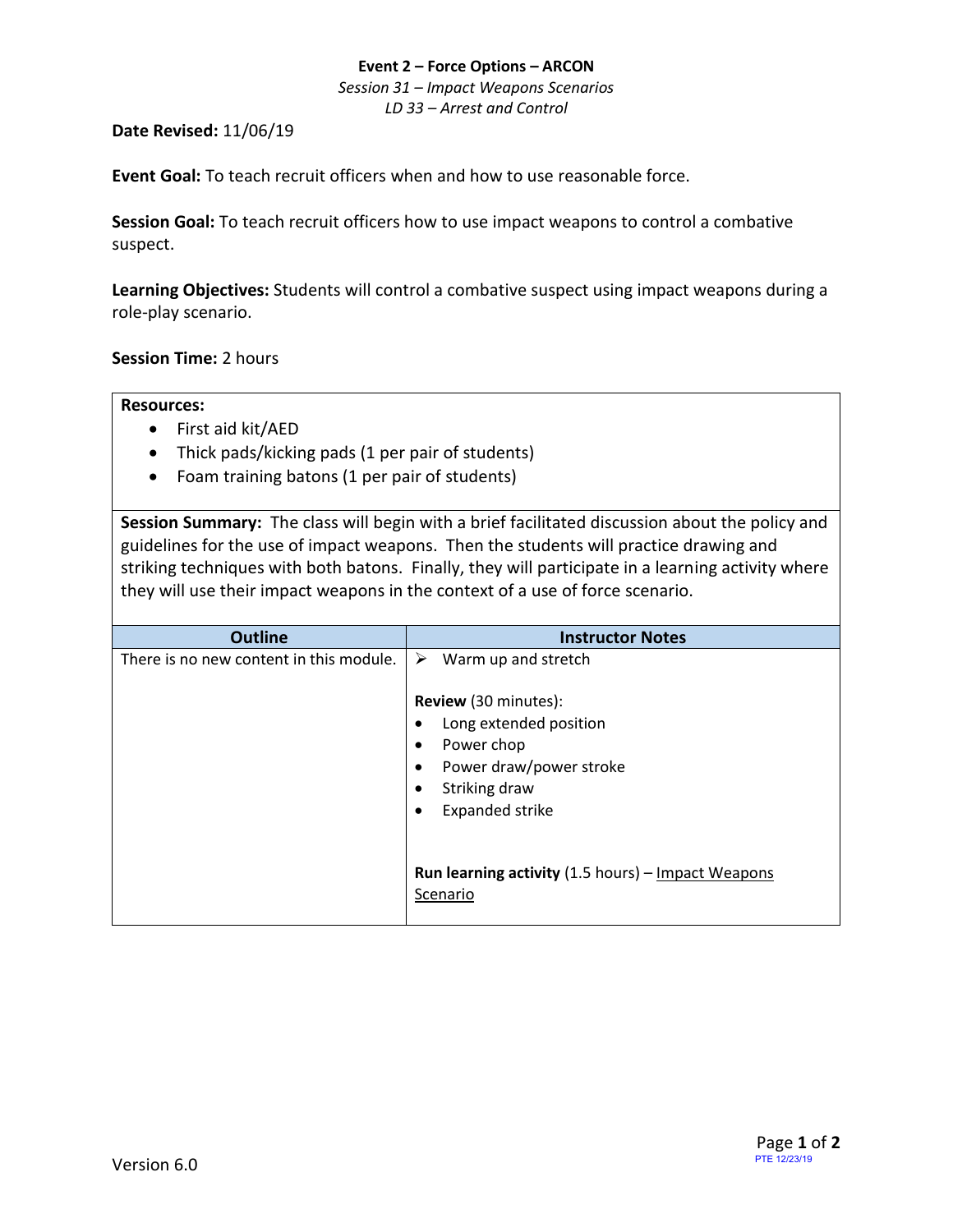**Event 2 – Force Options – ARCON**

*Session 31 – Impact Weapons Scenarios*

*LD 33 – Arrest and Control*

**Date Revised:** 11/06/19

**Event Goal:** To teach recruit officers when and how to use reasonable force.

**Session Goal:** To teach recruit officers how to use impact weapons to control a combative suspect.

**Learning Objectives:** Students will control a combative suspect using impact weapons during a role-play scenario.

**Session Time:** 2 hours

**Resources:**

- First aid kit/AED
- Thick pads/kicking pads (1 per pair of students)
- Foam training batons (1 per pair of students)

**Session Summary:** The class will begin with a brief facilitated discussion about the policy and guidelines for the use of impact weapons. Then the students will practice drawing and striking techniques with both batons. Finally, they will participate in a learning activity where they will use their impact weapons in the context of a use of force scenario.

| Outline | Instructor Notes |
| --- | --- |
| There is no new content in this module. | ➢ Warm up and stretch<br><br>**Review** (30 minutes):<br>• Long extended position<br>• Power chop<br>• Power draw/power stroke<br>• Striking draw<br>• Expanded strike<br><br>**Run learning activity** (1.5 hours) – Impact Weapons Scenario |

Version 6.0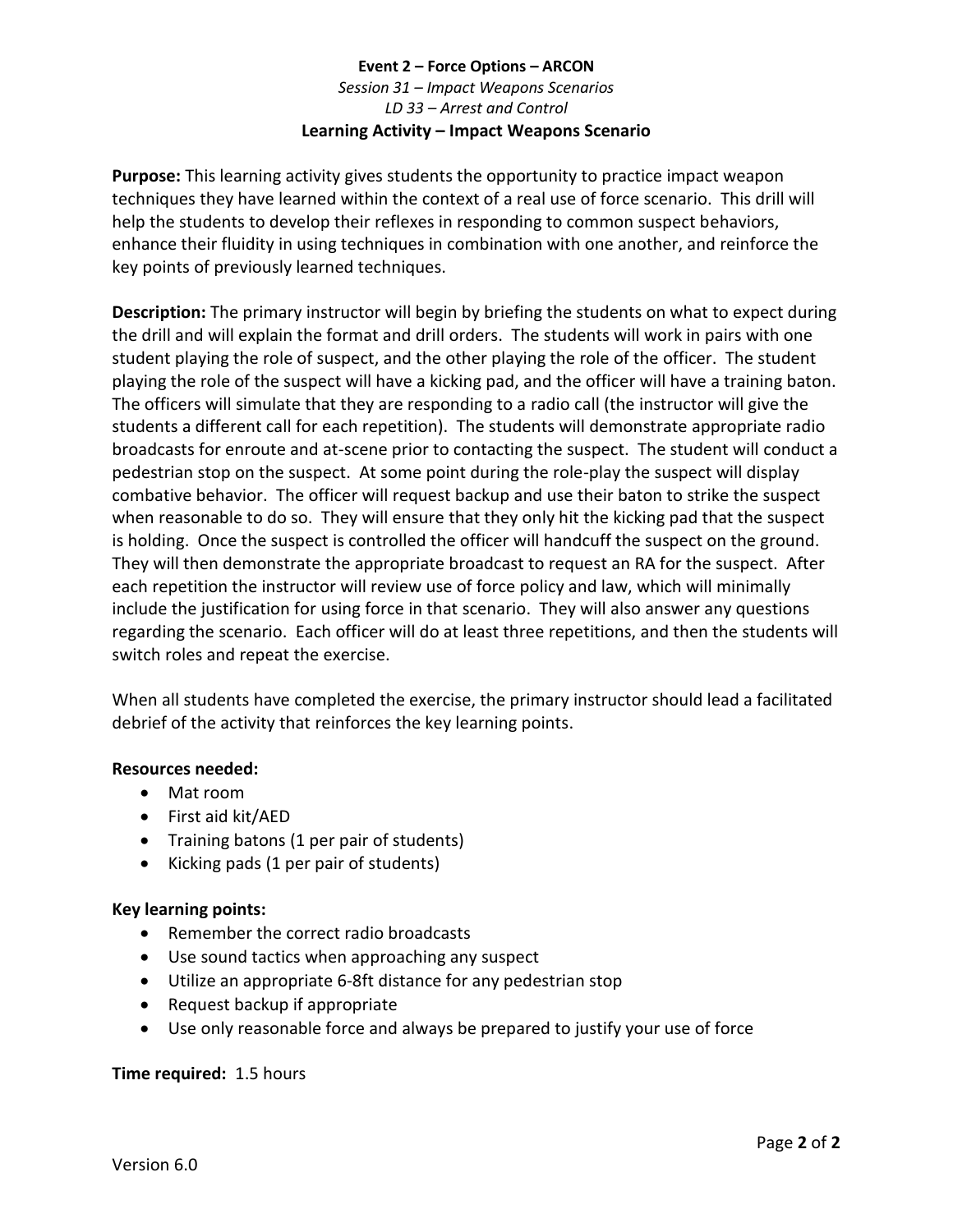**Event 2 – Force Options – ARCON**

*Session 31 – Impact Weapons Scenarios*

*LD 33 – Arrest and Control*

**Learning Activity – Impact Weapons Scenario**

**Purpose:** This learning activity gives students the opportunity to practice impact weapon techniques they have learned within the context of a real use of force scenario. This drill will help the students to develop their reflexes in responding to common suspect behaviors, enhance their fluidity in using techniques in combination with one another, and reinforce the key points of previously learned techniques.

**Description:** The primary instructor will begin by briefing the students on what to expect during the drill and will explain the format and drill orders. The students will work in pairs with one student playing the role of suspect, and the other playing the role of the officer. The student playing the role of the suspect will have a kicking pad, and the officer will have a training baton. The officers will simulate that they are responding to a radio call (the instructor will give the students a different call for each repetition). The students will demonstrate appropriate radio broadcasts for enroute and at-scene prior to contacting the suspect. The student will conduct a pedestrian stop on the suspect. At some point during the role-play the suspect will display combative behavior. The officer will request backup and use their baton to strike the suspect when reasonable to do so. They will ensure that they only hit the kicking pad that the suspect is holding. Once the suspect is controlled the officer will handcuff the suspect on the ground. They will then demonstrate the appropriate broadcast to request an RA for the suspect. After each repetition the instructor will review use of force policy and law, which will minimally include the justification for using force in that scenario. They will also answer any questions regarding the scenario. Each officer will do at least three repetitions, and then the students will switch roles and repeat the exercise.

When all students have completed the exercise, the primary instructor should lead a facilitated debrief of the activity that reinforces the key learning points.

**Resources needed:**

- Mat room
- First aid kit/AED
- Training batons (1 per pair of students)
- Kicking pads (1 per pair of students)

**Key learning points:**

- Remember the correct radio broadcasts
- Use sound tactics when approaching any suspect
- Utilize an appropriate 6-8ft distance for any pedestrian stop
- Request backup if appropriate
- Use only reasonable force and always be prepared to justify your use of force

**Time required:** 1.5 hours

Version 6.0